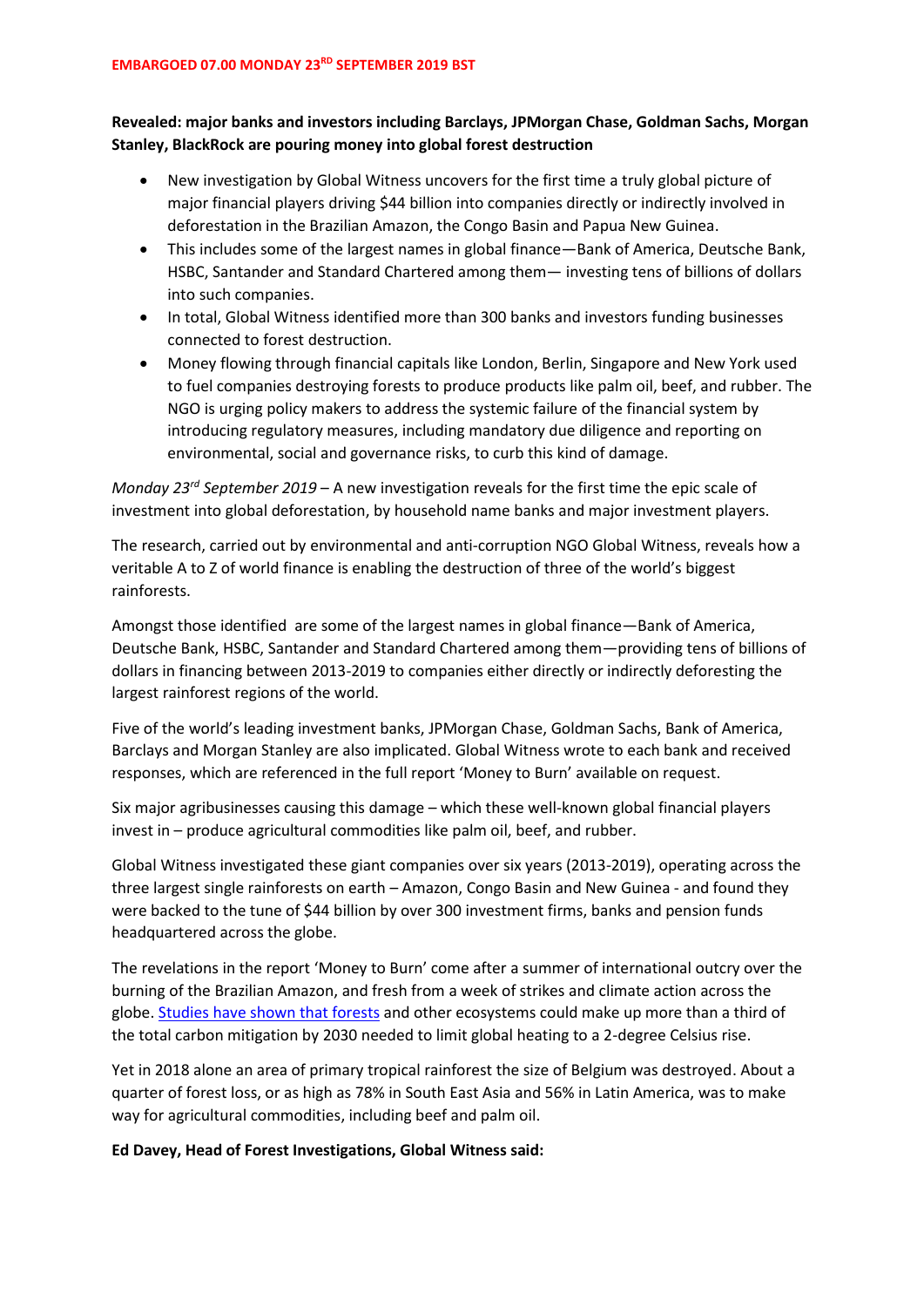**EMBARGOED 07.00 MONDAY 23RD SEPTEMBER 2019 BST**

**Revealed: major banks and investors including Barclays, JPMorgan Chase, Goldman Sachs, Morgan Stanley, BlackRock are pouring money into global forest destruction**

- New investigation by Global Witness uncovers for the first time a truly global picture of major financial players driving $44 billion into companies directly or indirectly involved in deforestation in the Brazilian Amazon, the Congo Basin and Papua New Guinea.
- This includes some of the largest names in global finance—Bank of America, Deutsche Bank, HSBC, Santander and Standard Chartered among them— investing tens of billions of dollars into such companies.
- In total, Global Witness identified more than 300 banks and investors funding businesses connected to forest destruction.
- Money flowing through financial capitals like London, Berlin, Singapore and New York used to fuel companies destroying forests to produce products like palm oil, beef, and rubber. The NGO is urging policy makers to address the systemic failure of the financial system by introducing regulatory measures, including mandatory due diligence and reporting on environmental, social and governance risks, to curb this kind of damage.

*Monday 23rd September 2019* – A new investigation reveals for the first time the epic scale of investment into global deforestation, by household name banks and major investment players.

The research, carried out by environmental and anti-corruption NGO Global Witness, reveals how a veritable A to Z of world finance is enabling the destruction of three of the world's biggest rainforests.

Amongst those identified are some of the largest names in global finance—Bank of America, Deutsche Bank, HSBC, Santander and Standard Chartered among them—providing tens of billions of dollars in financing between 2013-2019 to companies either directly or indirectly deforesting the largest rainforest regions of the world.

Five of the world's leading investment banks, JPMorgan Chase, Goldman Sachs, Bank of America, Barclays and Morgan Stanley are also implicated. Global Witness wrote to each bank and received responses, which are referenced in the full report 'Money to Burn' available on request.

Six major agribusinesses causing this damage – which these well-known global financial players invest in – produce agricultural commodities like palm oil, beef, and rubber.

Global Witness investigated these giant companies over six years (2013-2019), operating across the three largest single rainforests on earth – Amazon, Congo Basin and New Guinea - and found they were backed to the tune of $44 billion by over 300 investment firms, banks and pension funds headquartered across the globe.

The revelations in the report 'Money to Burn' come after a summer of international outcry over the burning of the Brazilian Amazon, and fresh from a week of strikes and climate action across the globe. Studies have shown that forests and other ecosystems could make up more than a third of the total carbon mitigation by 2030 needed to limit global heating to a 2-degree Celsius rise.

Yet in 2018 alone an area of primary tropical rainforest the size of Belgium was destroyed. About a quarter of forest loss, or as high as 78% in South East Asia and 56% in Latin America, was to make way for agricultural commodities, including beef and palm oil.

**Ed Davey, Head of Forest Investigations, Global Witness said:**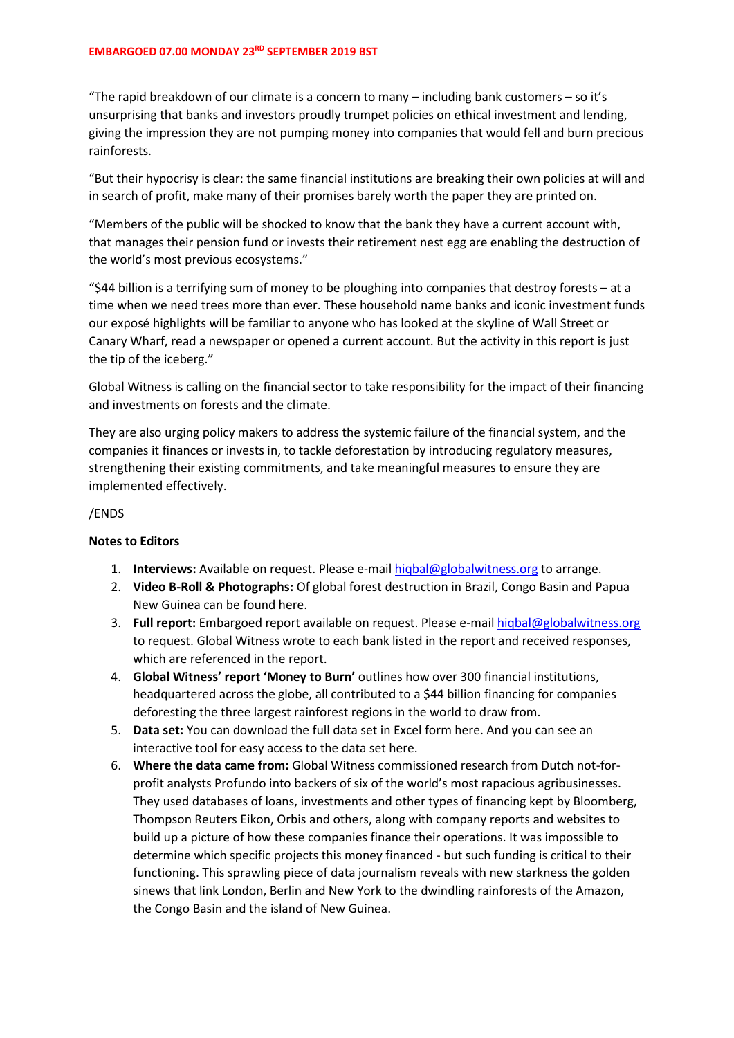"The rapid breakdown of our climate is a concern to many – including bank customers – so it's unsurprising that banks and investors proudly trumpet policies on ethical investment and lending, giving the impression they are not pumping money into companies that would fell and burn precious rainforests.

"But their hypocrisy is clear: the same financial institutions are breaking their own policies at will and in search of profit, make many of their promises barely worth the paper they are printed on.

"Members of the public will be shocked to know that the bank they have a current account with, that manages their pension fund or invests their retirement nest egg are enabling the destruction of the world's most previous ecosystems."

"$44 billion is a terrifying sum of money to be ploughing into companies that destroy forests – at a time when we need trees more than ever. These household name banks and iconic investment funds our exposé highlights will be familiar to anyone who has looked at the skyline of Wall Street or Canary Wharf, read a newspaper or opened a current account. But the activity in this report is just the tip of the iceberg."

Global Witness is calling on the financial sector to take responsibility for the impact of their financing and investments on forests and the climate.

They are also urging policy makers to address the systemic failure of the financial system, and the companies it finances or invests in, to tackle deforestation by introducing regulatory measures, strengthening their existing commitments, and take meaningful measures to ensure they are implemented effectively.

/ENDS

**Notes to Editors**

1. **Interviews:** Available on request. Please e-mail hiqbal@globalwitness.org to arrange.
2. **Video B-Roll & Photographs:** Of global forest destruction in Brazil, Congo Basin and Papua New Guinea can be found here.
3. **Full report:** Embargoed report available on request. Please e-mail hiqbal@globalwitness.org to request. Global Witness wrote to each bank listed in the report and received responses, which are referenced in the report.
4. **Global Witness' report 'Money to Burn'** outlines how over 300 financial institutions, headquartered across the globe, all contributed to a $44 billion financing for companies deforesting the three largest rainforest regions in the world to draw from.
5. **Data set:** You can download the full data set in Excel form here. And you can see an interactive tool for easy access to the data set here.
6. **Where the data came from:** Global Witness commissioned research from Dutch not-for-profit analysts Profundo into backers of six of the world's most rapacious agribusinesses. They used databases of loans, investments and other types of financing kept by Bloomberg, Thompson Reuters Eikon, Orbis and others, along with company reports and websites to build up a picture of how these companies finance their operations. It was impossible to determine which specific projects this money financed - but such funding is critical to their functioning. This sprawling piece of data journalism reveals with new starkness the golden sinews that link London, Berlin and New York to the dwindling rainforests of the Amazon, the Congo Basin and the island of New Guinea.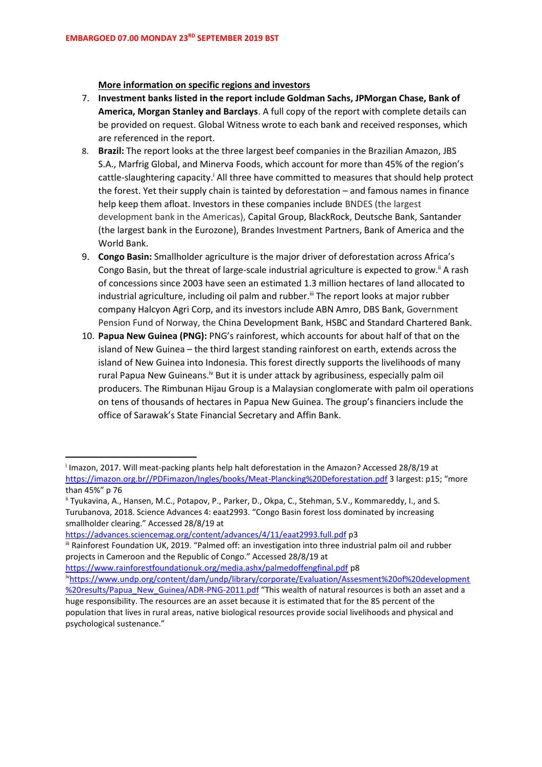EMBARGOED 07.00 MONDAY 23RD SEPTEMBER 2019 BST

**More information on specific regions and investors**

7. **Investment banks listed in the report include Goldman Sachs, JPMorgan Chase, Bank of America, Morgan Stanley and Barclays**. A full copy of the report with complete details can be provided on request. Global Witness wrote to each bank and received responses, which are referenced in the report.
8. **Brazil:** The report looks at the three largest beef companies in the Brazilian Amazon, JBS S.A., Marfrig Global, and Minerva Foods, which account for more than 45% of the region's cattle-slaughtering capacity.[i] All three have committed to measures that should help protect the forest. Yet their supply chain is tainted by deforestation – and famous names in finance help keep them afloat. Investors in these companies include BNDES (the largest development bank in the Americas), Capital Group, BlackRock, Deutsche Bank, Santander (the largest bank in the Eurozone), Brandes Investment Partners, Bank of America and the World Bank.
9. **Congo Basin:** Smallholder agriculture is the major driver of deforestation across Africa's Congo Basin, but the threat of large-scale industrial agriculture is expected to grow.[ii] A rash of concessions since 2003 have seen an estimated 1.3 million hectares of land allocated to industrial agriculture, including oil palm and rubber.[iii] The report looks at major rubber company Halcyon Agri Corp, and its investors include ABN Amro, DBS Bank, Government Pension Fund of Norway, the China Development Bank, HSBC and Standard Chartered Bank.
10. **Papua New Guinea (PNG):** PNG's rainforest, which accounts for about half of that on the island of New Guinea – the third largest standing rainforest on earth, extends across the island of New Guinea into Indonesia. This forest directly supports the livelihoods of many rural Papua New Guineans.[iv] But it is under attack by agribusiness, especially palm oil producers. The Rimbunan Hijau Group is a Malaysian conglomerate with palm oil operations on tens of thousands of hectares in Papua New Guinea. The group's financiers include the office of Sarawak's State Financial Secretary and Affin Bank.

---

[i] Imazon, 2017. Will meat-packing plants help halt deforestation in the Amazon? Accessed 28/8/19 at https://imazon.org.br//PDFimazon/Ingles/books/Meat-Plancking%20Deforestation.pdf 3 largest: p15; "more than 45%" p 76

[ii] Tyukavina, A., Hansen, M.C., Potapov, P., Parker, D., Okpa, C., Stehman, S.V., Kommareddy, I., and S. Turubanova, 2018. Science Advances 4: eaat2993. "Congo Basin forest loss dominated by increasing smallholder clearing." Accessed 28/8/19 at https://advances.sciencemag.org/content/advances/4/11/eaat2993.full.pdf p3

[iii] Rainforest Foundation UK, 2019. "Palmed off: an investigation into three industrial palm oil and rubber projects in Cameroon and the Republic of Congo." Accessed 28/8/19 at https://www.rainforestfoundationuk.org/media.ashx/palmedoffengfinal.pdf p8

[iv] https://www.undp.org/content/dam/undp/library/corporate/Evaluation/Assesment%20of%20development%20results/Papua_New_Guinea/ADR-PNG-2011.pdf "This wealth of natural resources is both an asset and a huge responsibility. The resources are an asset because it is estimated that for the 85 percent of the population that lives in rural areas, native biological resources provide social livelihoods and physical and psychological sustenance."